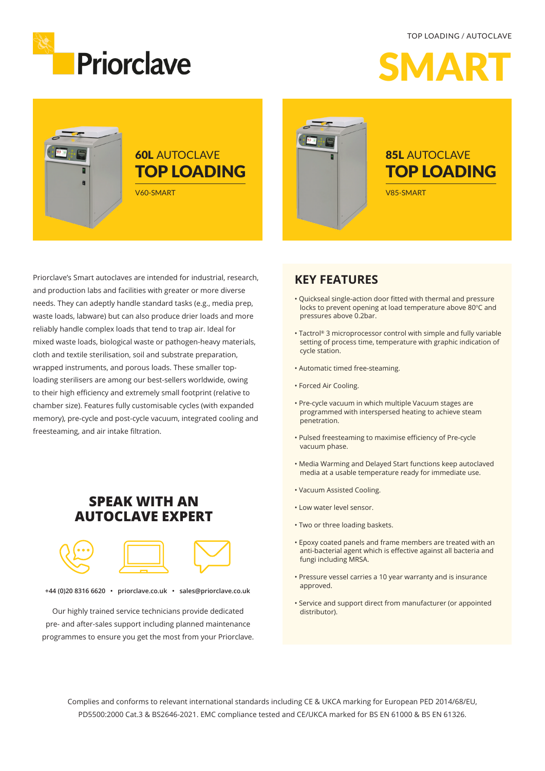# Priorclave

TOP LOADING / AUTOCLAVE

# SMART

## 60L AUTOCLAVE TOP LOADING

V60-SMART

## 85L AUTOCLAVE TOP LOADING

V85-SMART

Priorclave's Smart autoclaves are intended for industrial, research, and production labs and facilities with greater or more diverse needs. They can adeptly handle standard tasks (e.g., media prep, waste loads, labware) but can also produce drier loads and more reliably handle complex loads that tend to trap air. Ideal for mixed waste loads, biological waste or pathogen-heavy materials, cloth and textile sterilisation, soil and substrate preparation, wrapped instruments, and porous loads. These smaller top-loading sterilisers are among our best-sellers worldwide, owing to their high efficiency and extremely small footprint (relative to chamber size). Features fully customisable cycles (with expanded memory), pre-cycle and post-cycle vacuum, integrated cooling and freesteaming, and air intake filtration.

## KEY FEATURES

- Quickseal single-action door fitted with thermal and pressure locks to prevent opening at load temperature above 80°C and pressures above 0.2bar.
- Tactrol® 3 microprocessor control with simple and fully variable setting of process time, temperature with graphic indication of cycle station.
- Automatic timed free-steaming.
- Forced Air Cooling.
- Pre-cycle vacuum in which multiple Vacuum stages are programmed with interspersed heating to achieve steam penetration.
- Pulsed freesteaming to maximise efficiency of Pre-cycle vacuum phase.
- Media Warming and Delayed Start functions keep autoclaved media at a usable temperature ready for immediate use.
- Vacuum Assisted Cooling.
- Low water level sensor.
- Two or three loading baskets.
- Epoxy coated panels and frame members are treated with an anti-bacterial agent which is effective against all bacteria and fungi including MRSA.
- Pressure vessel carries a 10 year warranty and is insurance approved.
- Service and support direct from manufacturer (or appointed distributor).

## SPEAK WITH AN AUTOCLAVE EXPERT

+44 (0)20 8316 6620 • priorclave.co.uk • sales@priorclave.co.uk

Our highly trained service technicians provide dedicated pre- and after-sales support including planned maintenance programmes to ensure you get the most from your Priorclave.

Complies and conforms to relevant international standards including CE & UKCA marking for European PED 2014/68/EU, PD5500:2000 Cat.3 & BS2646-2021. EMC compliance tested and CE/UKCA marked for BS EN 61000 & BS EN 61326.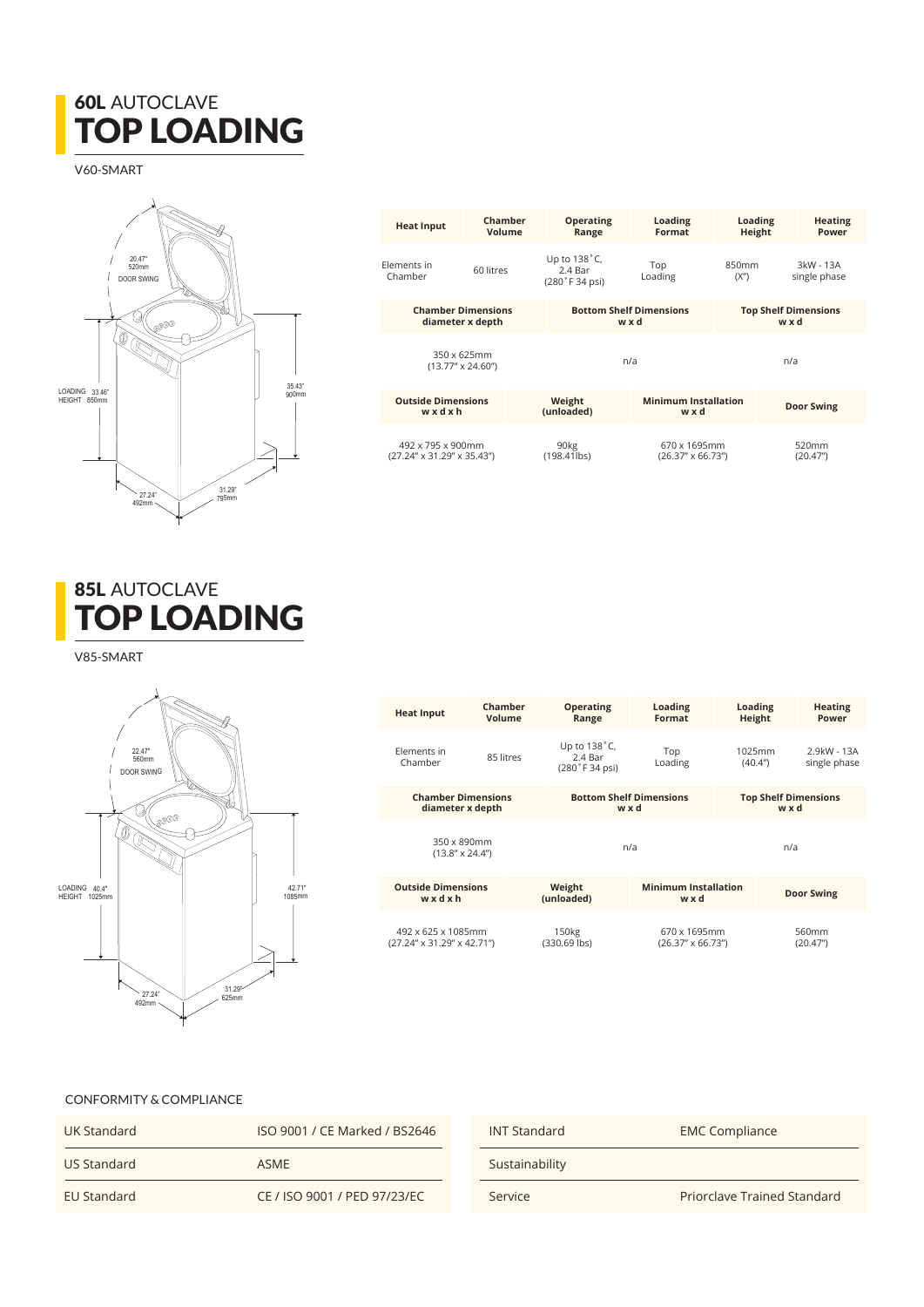# 60L AUTOCLAVE TOP LOADING

V60-SMART

20.47"
520mm
DOOR SWING

LOADING HEIGHT 33.46" 850mm

35.43"
900mm

27.24"
492mm

31.29"
795mm

| Heat Input | Chamber Volume | Operating Range | Loading Format | Loading Height | Heating Power |
|---|---|---|---|---|---|
| Elements in Chamber | 60 litres | Up to 138˚C, 2.4 Bar (280˚F 34 psi) | Top Loading | 850mm (X") | 3kW - 13A single phase |

| Chamber Dimensions diameter x depth | Bottom Shelf Dimensions w x d | Top Shelf Dimensions w x d |
|---|---|---|
| 350 x 625mm (13.77" x 24.60") | n/a | n/a |

| Outside Dimensions w x d x h | Weight (unloaded) | Minimum Installation w x d | Door Swing |
|---|---|---|---|
| 492 x 795 x 900mm (27.24" x 31.29" x 35.43") | 90kg (198.41lbs) | 670 x 1695mm (26.37" x 66.73") | 520mm (20.47") |

# 85L AUTOCLAVE TOP LOADING

V85-SMART

22.47"
560mm
DOOR SWING

LOADING HEIGHT 40.4" 1025mm

42.71"
1085mm

27.24"
492mm

31.29"
625mm

| Heat Input | Chamber Volume | Operating Range | Loading Format | Loading Height | Heating Power |
|---|---|---|---|---|---|
| Elements in Chamber | 85 litres | Up to 138˚C, 2.4 Bar (280˚F 34 psi) | Top Loading | 1025mm (40.4") | 2.9kW - 13A single phase |

| Chamber Dimensions diameter x depth | Bottom Shelf Dimensions w x d | Top Shelf Dimensions w x d |
|---|---|---|
| 350 x 890mm (13.8" x 24.4") | n/a | n/a |

| Outside Dimensions w x d x h | Weight (unloaded) | Minimum Installation w x d | Door Swing |
|---|---|---|---|
| 492 x 625 x 1085mm (27.24" x 31.29" x 42.71") | 150kg (330.69 lbs) | 670 x 1695mm (26.37" x 66.73") | 560mm (20.47") |

CONFORMITY & COMPLIANCE

| | |
|---|---|
| UK Standard | ISO 9001 / CE Marked / BS2646 |
| US Standard | ASME |
| EU Standard | CE / ISO 9001 / PED 97/23/EC |

| | |
|---|---|
| INT Standard | EMC Compliance |
| Sustainability | |
| Service | Priorclave Trained Standard |